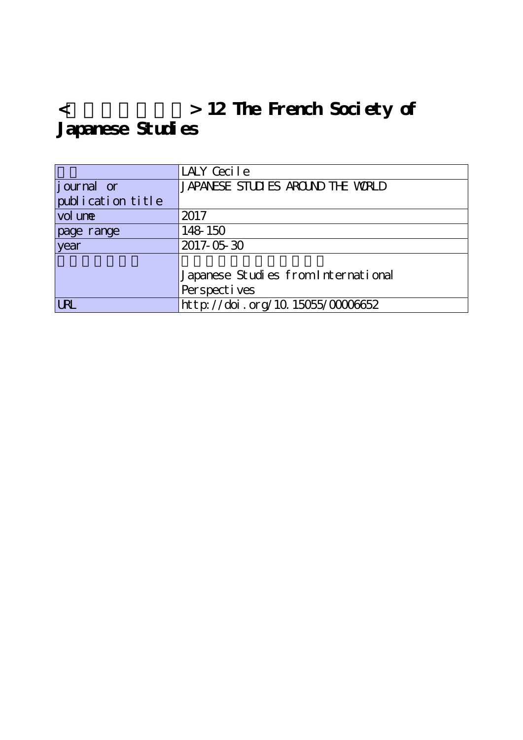# < > 12 The French Society of Japanese Studies

| | |
|---|---|
| | LALY Cecile |
| journal or publication title | JAPANESE STUDIES AROUND THE WORLD |
| volume | 2017 |
| page range | 148-150 |
| year | 2017-05-30 |
| | Japanese Studies from International Perspectives |
| URL | http://doi.org/10.15055/00006652 |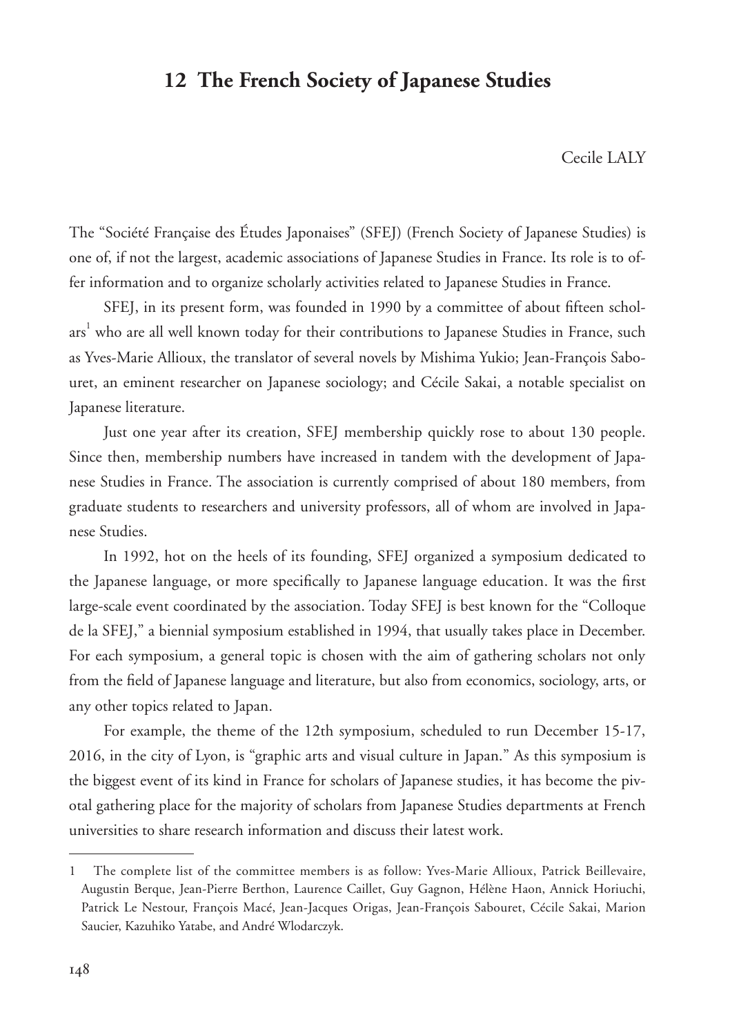# 12 The French Society of Japanese Studies

Cecile LALY

The "Société Française des Études Japonaises" (SFEJ) (French Society of Japanese Studies) is one of, if not the largest, academic associations of Japanese Studies in France. Its role is to offer information and to organize scholarly activities related to Japanese Studies in France.

SFEJ, in its present form, was founded in 1990 by a committee of about fifteen scholars[1] who are all well known today for their contributions to Japanese Studies in France, such as Yves-Marie Allioux, the translator of several novels by Mishima Yukio; Jean-François Sabouret, an eminent researcher on Japanese sociology; and Cécile Sakai, a notable specialist on Japanese literature.

Just one year after its creation, SFEJ membership quickly rose to about 130 people. Since then, membership numbers have increased in tandem with the development of Japanese Studies in France. The association is currently comprised of about 180 members, from graduate students to researchers and university professors, all of whom are involved in Japanese Studies.

In 1992, hot on the heels of its founding, SFEJ organized a symposium dedicated to the Japanese language, or more specifically to Japanese language education. It was the first large-scale event coordinated by the association. Today SFEJ is best known for the "Colloque de la SFEJ," a biennial symposium established in 1994, that usually takes place in December. For each symposium, a general topic is chosen with the aim of gathering scholars not only from the field of Japanese language and literature, but also from economics, sociology, arts, or any other topics related to Japan.

For example, the theme of the 12th symposium, scheduled to run December 15-17, 2016, in the city of Lyon, is "graphic arts and visual culture in Japan." As this symposium is the biggest event of its kind in France for scholars of Japanese studies, it has become the pivotal gathering place for the majority of scholars from Japanese Studies departments at French universities to share research information and discuss their latest work.

---

1 The complete list of the committee members is as follow: Yves-Marie Allioux, Patrick Beillevaire, Augustin Berque, Jean-Pierre Berthon, Laurence Caillet, Guy Gagnon, Hélène Haon, Annick Horiuchi, Patrick Le Nestour, François Macé, Jean-Jacques Origas, Jean-François Sabouret, Cécile Sakai, Marion Saucier, Kazuhiko Yatabe, and André Wlodarczyk.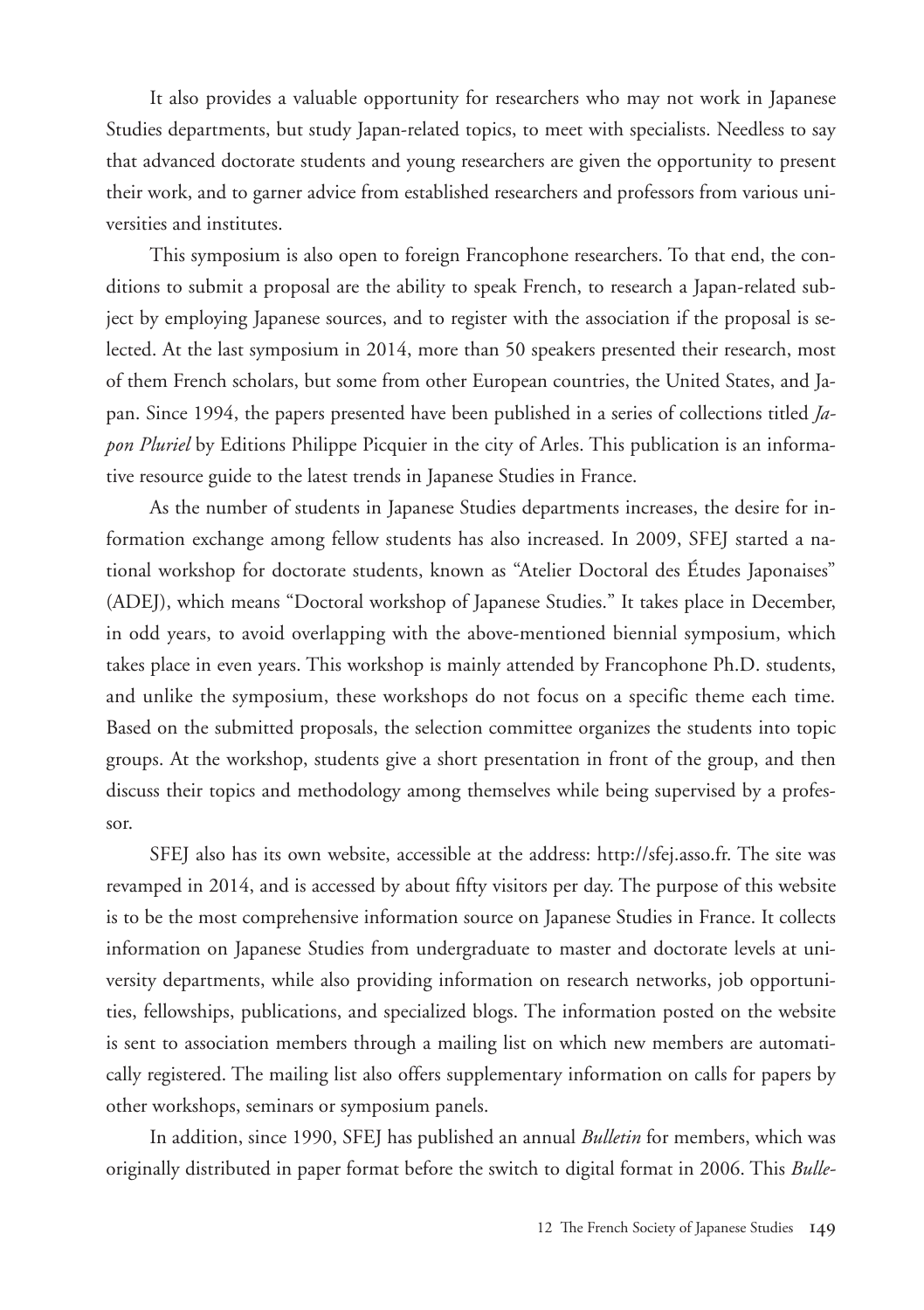It also provides a valuable opportunity for researchers who may not work in Japanese Studies departments, but study Japan-related topics, to meet with specialists. Needless to say that advanced doctorate students and young researchers are given the opportunity to present their work, and to garner advice from established researchers and professors from various universities and institutes.

This symposium is also open to foreign Francophone researchers. To that end, the conditions to submit a proposal are the ability to speak French, to research a Japan-related subject by employing Japanese sources, and to register with the association if the proposal is selected. At the last symposium in 2014, more than 50 speakers presented their research, most of them French scholars, but some from other European countries, the United States, and Japan. Since 1994, the papers presented have been published in a series of collections titled *Japon Pluriel* by Editions Philippe Picquier in the city of Arles. This publication is an informative resource guide to the latest trends in Japanese Studies in France.

As the number of students in Japanese Studies departments increases, the desire for information exchange among fellow students has also increased. In 2009, SFEJ started a national workshop for doctorate students, known as "Atelier Doctoral des Études Japonaises" (ADEJ), which means "Doctoral workshop of Japanese Studies." It takes place in December, in odd years, to avoid overlapping with the above-mentioned biennial symposium, which takes place in even years. This workshop is mainly attended by Francophone Ph.D. students, and unlike the symposium, these workshops do not focus on a specific theme each time. Based on the submitted proposals, the selection committee organizes the students into topic groups. At the workshop, students give a short presentation in front of the group, and then discuss their topics and methodology among themselves while being supervised by a professor.

SFEJ also has its own website, accessible at the address: http://sfej.asso.fr. The site was revamped in 2014, and is accessed by about fifty visitors per day. The purpose of this website is to be the most comprehensive information source on Japanese Studies in France. It collects information on Japanese Studies from undergraduate to master and doctorate levels at university departments, while also providing information on research networks, job opportunities, fellowships, publications, and specialized blogs. The information posted on the website is sent to association members through a mailing list on which new members are automatically registered. The mailing list also offers supplementary information on calls for papers by other workshops, seminars or symposium panels.

In addition, since 1990, SFEJ has published an annual *Bulletin* for members, which was originally distributed in paper format before the switch to digital format in 2006. This *Bulle-*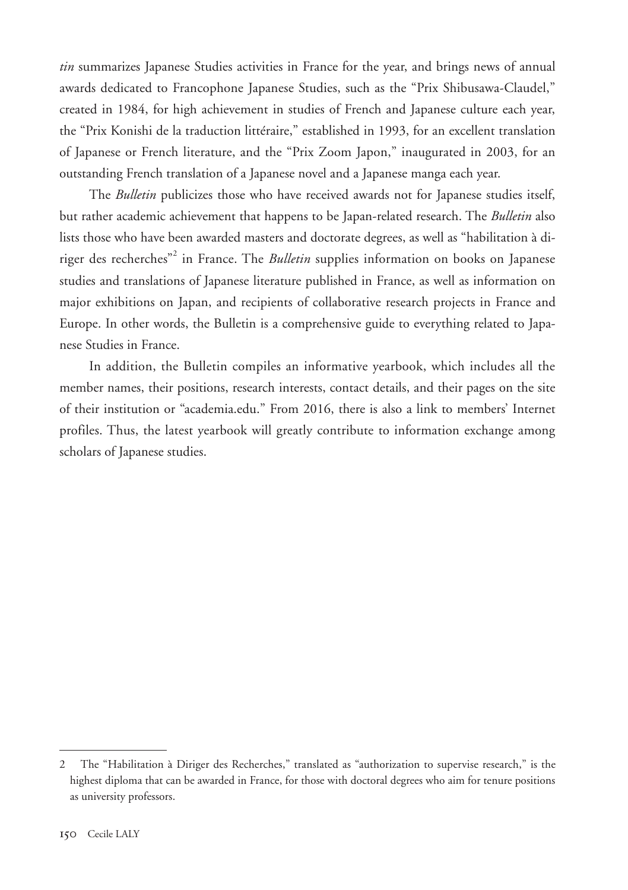*tin* summarizes Japanese Studies activities in France for the year, and brings news of annual awards dedicated to Francophone Japanese Studies, such as the "Prix Shibusawa-Claudel," created in 1984, for high achievement in studies of French and Japanese culture each year, the "Prix Konishi de la traduction littéraire," established in 1993, for an excellent translation of Japanese or French literature, and the "Prix Zoom Japon," inaugurated in 2003, for an outstanding French translation of a Japanese novel and a Japanese manga each year.

The *Bulletin* publicizes those who have received awards not for Japanese studies itself, but rather academic achievement that happens to be Japan-related research. The *Bulletin* also lists those who have been awarded masters and doctorate degrees, as well as "habilitation à diriger des recherches"[2] in France. The *Bulletin* supplies information on books on Japanese studies and translations of Japanese literature published in France, as well as information on major exhibitions on Japan, and recipients of collaborative research projects in France and Europe. In other words, the Bulletin is a comprehensive guide to everything related to Japanese Studies in France.

In addition, the Bulletin compiles an informative yearbook, which includes all the member names, their positions, research interests, contact details, and their pages on the site of their institution or "academia.edu." From 2016, there is also a link to members' Internet profiles. Thus, the latest yearbook will greatly contribute to information exchange among scholars of Japanese studies.

---

2 The "Habilitation à Diriger des Recherches," translated as "authorization to supervise research," is the highest diploma that can be awarded in France, for those with doctoral degrees who aim for tenure positions as university professors.